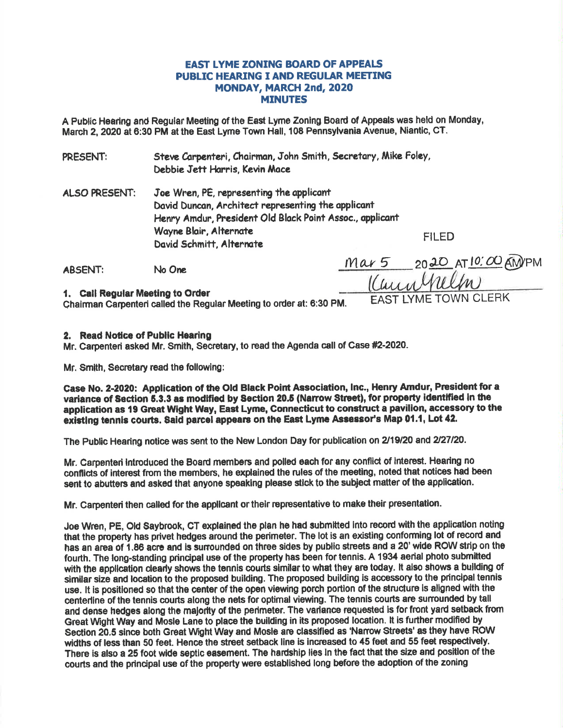# EAST LYME ZONING BOARD OF APPEALS
## PUBLIC HEARING I AND REGULAR MEETING
## MONDAY, MARCH 2nd, 2020
## MINUTES

A Public Hearing and Regular Meeting of the East Lyme Zoning Board of Appeals was held on Monday, March 2, 2020 at 6:30 PM at the East Lyme Town Hall, 108 Pennsylvania Avenue, Niantic, CT.

PRESENT: Steve Carpenteri, Chairman, John Smith, Secretary, Mike Foley, Debbie Jett Harris, Kevin Mace

ALSO PRESENT: Joe Wren, PE, representing the applicant
David Duncan, Architect representing the applicant
Henry Amdur, President Old Black Point Assoc., applicant
Wayne Blair, Alternate
David Schmitt, Alternate

ABSENT: No One

FILED
Mar 5 2020 AT 10:00 AM/PM
EAST LYME TOWN CLERK

**1. Call Regular Meeting to Order**
Chairman Carpenteri called the Regular Meeting to order at: 6:30 PM.

**2. Read Notice of Public Hearing**
Mr. Carpenteri asked Mr. Smith, Secretary, to read the Agenda call of Case #2-2020.

Mr. Smith, Secretary read the following:

**Case No. 2-2020: Application of the Old Black Point Association, Inc., Henry Amdur, President for a variance of Section 5.3.3 as modified by Section 20.5 (Narrow Street), for property identified in the application as 19 Great Wight Way, East Lyme, Connecticut to construct a pavilion, accessory to the existing tennis courts. Said parcel appears on the East Lyme Assessor's Map 01.1, Lot 42.**

The Public Hearing notice was sent to the New London Day for publication on 2/19/20 and 2/27/20.

Mr. Carpenteri introduced the Board members and polled each for any conflict of interest. Hearing no conflicts of interest from the members, he explained the rules of the meeting, noted that notices had been sent to abutters and asked that anyone speaking please stick to the subject matter of the application.

Mr. Carpenteri then called for the applicant or their representative to make their presentation.

Joe Wren, PE, Old Saybrook, CT explained the plan he had submitted into record with the application noting that the property has privet hedges around the perimeter. The lot is an existing conforming lot of record and has an area of 1.86 acre and is surrounded on three sides by public streets and a 20' wide ROW strip on the fourth. The long-standing principal use of the property has been for tennis. A 1934 aerial photo submitted with the application clearly shows the tennis courts similar to what they are today. It also shows a building of similar size and location to the proposed building. The proposed building is accessory to the principal tennis use. It is positioned so that the center of the open viewing porch portion of the structure is aligned with the centerline of the tennis courts along the nets for optimal viewing. The tennis courts are surrounded by tall and dense hedges along the majority of the perimeter. The variance requested is for front yard setback from Great Wight Way and Mosle Lane to place the building in its proposed location. It is further modified by Section 20.5 since both Great Wight Way and Mosle are classified as 'Narrow Streets' as they have ROW widths of less than 50 feet. Hence the street setback line is increased to 45 feet and 55 feet respectively. There is also a 25 foot wide septic easement. The hardship lies in the fact that the size and position of the courts and the principal use of the property were established long before the adoption of the zoning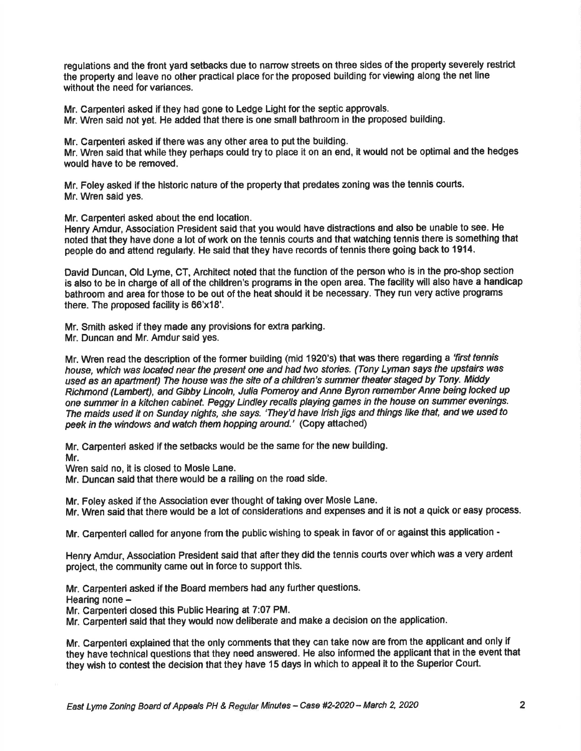regulations and the front yard setbacks due to narrow streets on three sides of the property severely restrict the property and leave no other practical place for the proposed building for viewing along the net line without the need for variances.

Mr. Carpenteri asked if they had gone to Ledge Light for the septic approvals.
Mr. Wren said not yet. He added that there is one small bathroom in the proposed building.

Mr. Carpenteri asked if there was any other area to put the building.
Mr. Wren said that while they perhaps could try to place it on an end, it would not be optimal and the hedges would have to be removed.

Mr. Foley asked if the historic nature of the property that predates zoning was the tennis courts.
Mr. Wren said yes.

Mr. Carpenteri asked about the end location.
Henry Amdur, Association President said that you would have distractions and also be unable to see. He noted that they have done a lot of work on the tennis courts and that watching tennis there is something that people do and attend regularly. He said that they have records of tennis there going back to 1914.

David Duncan, Old Lyme, CT, Architect noted that the function of the person who is in the pro-shop section is also to be in charge of all of the children's programs in the open area. The facility will also have a handicap bathroom and area for those to be out of the heat should it be necessary. They run very active programs there. The proposed facility is 66'x18'.

Mr. Smith asked if they made any provisions for extra parking.
Mr. Duncan and Mr. Amdur said yes.

Mr. Wren read the description of the former building (mid 1920's) that was there regarding a *'first tennis house, which was located near the present one and had two stories. (Tony Lyman says the upstairs was used as an apartment) The house was the site of a children's summer theater staged by Tony. Middy Richmond (Lambert), and Gibby Lincoln, Julia Pomeroy and Anne Byron remember Anne being locked up one summer in a kitchen cabinet. Peggy Lindley recalls playing games in the house on summer evenings. The maids used it on Sunday nights, she says. 'They'd have Irish jigs and things like that, and we used to peek in the windows and watch them hopping around.'* (Copy attached)

Mr. Carpenteri asked if the setbacks would be the same for the new building.
Mr.
Wren said no, it is closed to Mosle Lane.
Mr. Duncan said that there would be a railing on the road side.

Mr. Foley asked if the Association ever thought of taking over Mosle Lane.
Mr. Wren said that there would be a lot of considerations and expenses and it is not a quick or easy process.

Mr. Carpenteri called for anyone from the public wishing to speak in favor of or against this application -

Henry Amdur, Association President said that after they did the tennis courts over which was a very ardent project, the community came out in force to support this.

Mr. Carpenteri asked if the Board members had any further questions.
Hearing none –
Mr. Carpenteri closed this Public Hearing at 7:07 PM.
Mr. Carpenteri said that they would now deliberate and make a decision on the application.

Mr. Carpenteri explained that the only comments that they can take now are from the applicant and only if they have technical questions that they need answered. He also informed the applicant that in the event that they wish to contest the decision that they have 15 days in which to appeal it to the Superior Court.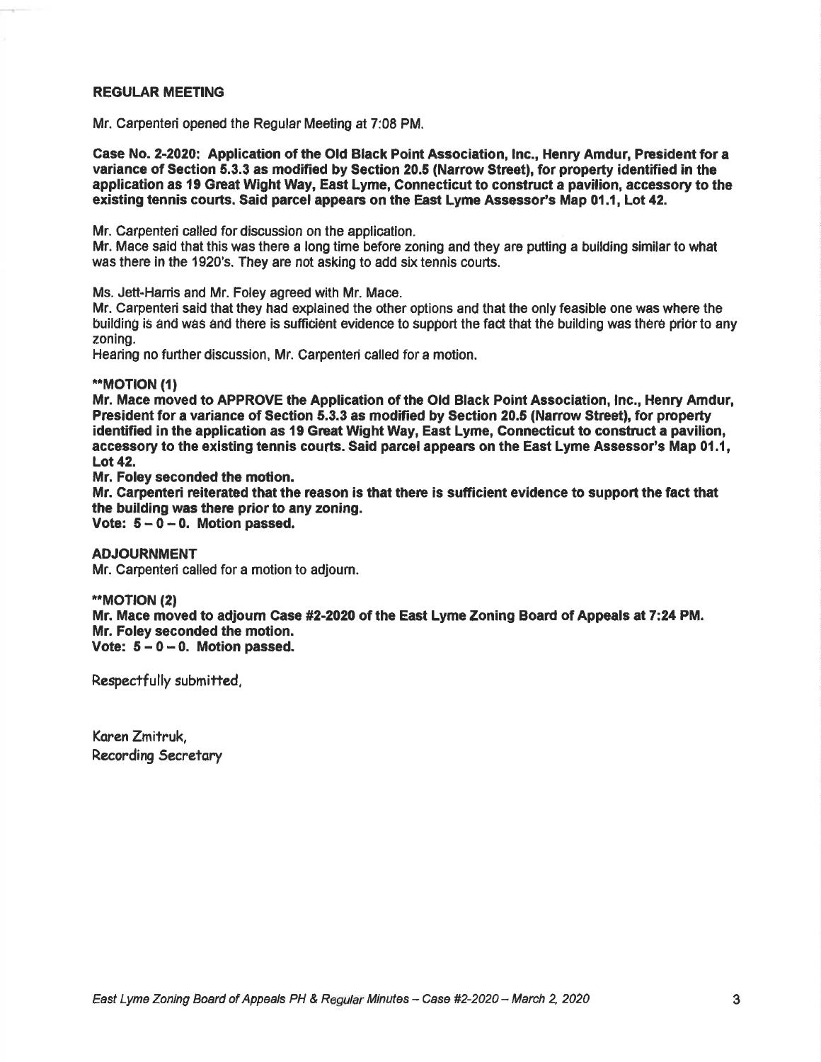**REGULAR MEETING**

Mr. Carpenteri opened the Regular Meeting at 7:08 PM.

**Case No. 2-2020: Application of the Old Black Point Association, Inc., Henry Amdur, President for a variance of Section 5.3.3 as modified by Section 20.5 (Narrow Street), for property identified in the application as 19 Great Wight Way, East Lyme, Connecticut to construct a pavilion, accessory to the existing tennis courts. Said parcel appears on the East Lyme Assessor's Map 01.1, Lot 42.**

Mr. Carpenteri called for discussion on the application.
Mr. Mace said that this was there a long time before zoning and they are putting a building similar to what was there in the 1920's. They are not asking to add six tennis courts.

Ms. Jett-Harris and Mr. Foley agreed with Mr. Mace.
Mr. Carpenteri said that they had explained the other options and that the only feasible one was where the building is and was and there is sufficient evidence to support the fact that the building was there prior to any zoning.
Hearing no further discussion, Mr. Carpenteri called for a motion.

****MOTION (1)**
**Mr. Mace moved to APPROVE the Application of the Old Black Point Association, Inc., Henry Amdur, President for a variance of Section 5.3.3 as modified by Section 20.5 (Narrow Street), for property identified in the application as 19 Great Wight Way, East Lyme, Connecticut to construct a pavilion, accessory to the existing tennis courts. Said parcel appears on the East Lyme Assessor's Map 01.1, Lot 42.**
**Mr. Foley seconded the motion.**
**Mr. Carpenteri reiterated that the reason is that there is sufficient evidence to support the fact that the building was there prior to any zoning.**
**Vote: 5 – 0 – 0. Motion passed.**

**ADJOURNMENT**
Mr. Carpenteri called for a motion to adjourn.

****MOTION (2)**
**Mr. Mace moved to adjourn Case #2-2020 of the East Lyme Zoning Board of Appeals at 7:24 PM.**
**Mr. Foley seconded the motion.**
**Vote: 5 – 0 – 0. Motion passed.**

Respectfully submitted,

Karen Zmitruk,
Recording Secretary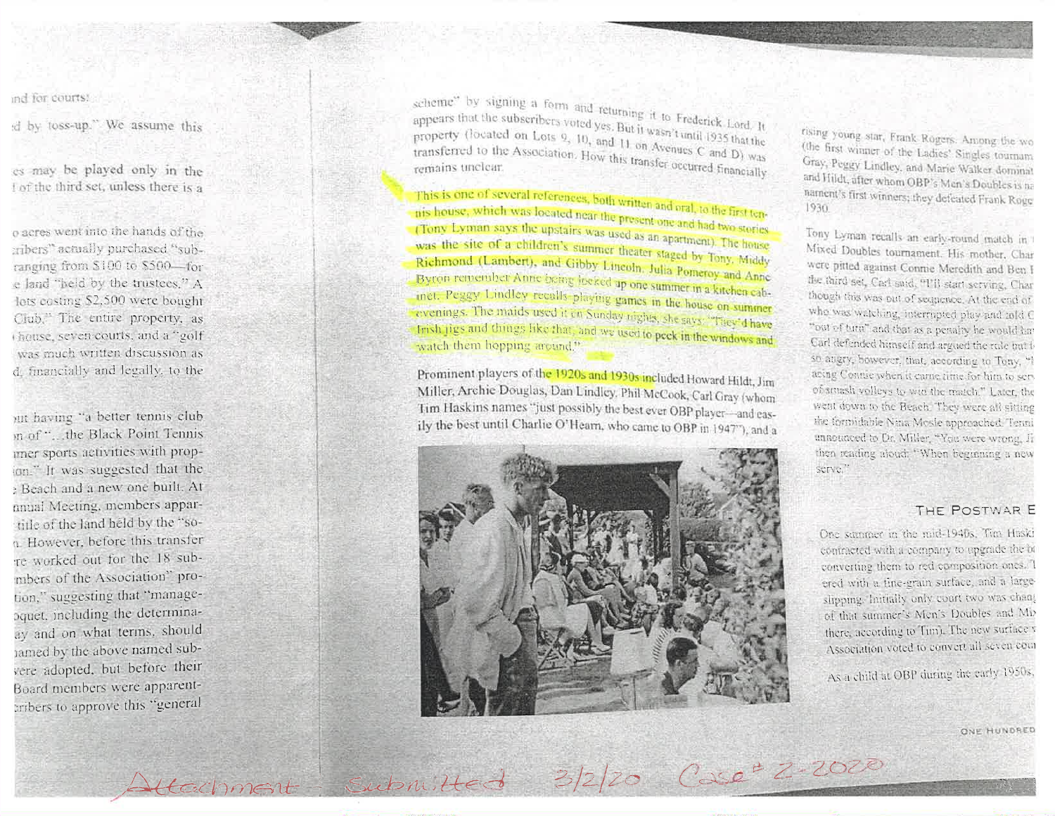nd for courts!

d by toss-up." We assume this

es may be played only in the
f of the third set, unless there is a

o acres went into the hands of the
ribers" actually purchased "sub-
ranging from $100 to $500—for
e land "held by the trustees." A
lots costing $2,500 were bought
Club." The entire property, as
house, seven courts, and a "golf
was much written discussion as
d, financially and legally, to the

ut having "a better tennis club
n of "...the Black Point Tennis
mer sports activities with prop-
ion." It was suggested that the
Beach and a new one built. At
nnual Meeting, members appar-
title of the land held by the "so-
n. However, before this transfer
re worked out for the 18 sub-
mbers of the Association" pro-
tion," suggesting that "manage-
oquet, including the determina-
ay and on what terms, should
named by the above named sub-
were adopted, but before their
Board members were apparent-
cribers to approve this "general

scheme" by signing a form and returning it to Frederick Lord. It appears that the subscribers voted yes. But it wasn't until 1935 that the property (located on Lots 9, 10, and 11 on Avenues C and D) was transferred to the Association. How this transfer occurred financially remains unclear.

This is one of several references, both written and oral, to the first tennis house, which was located near the present one and had two stories (Tony Lyman says the upstairs was used as an apartment). The house was the site of a children's summer theater staged by Tony, Middy Richmond (Lambert), and Gibby Lincoln. Julia Pomeroy and Anne Byron remember Anne being locked up one summer in a kitchen cabinet. Peggy Lindley recalls playing games in the house on summer evenings. The maids used it on Sunday nights, she says: "They'd have Irish jigs and things like that, and we used to peek in the windows and watch them hopping around."

Prominent players of the 1920s and 1930s included Howard Hildt, Jim Miller, Archie Douglas, Dan Lindley, Phil McCook, Carl Gray (whom Tim Haskins names "just possibly the best ever OBP player—and easily the best until Charlie O'Hearn, who came to OBP in 1947"), and a rising young star, Frank Rogers. Among the wo (the first winner of the Ladies' Singles tournam Gray, Peggy Lindley, and Marie Walker dominat and Hildt, after whom OBP's Men's Doubles is na nament's first winners; they defeated Frank Roge 1930.

Tony Lyman recalls an early-round match in Mixed Doubles tournament. His mother, Char were pitted against Connie Meredith and Ben the third set, Carl said, "I'll start serving, Char though this was out of sequence. At the end of who was watching, interrupted play and told C "out of turn" and that as a penalty he would ha Carl defended himself and argued the rule but so angry, however, that, according to Tony, " acing Connie when it came time for him to ser of smash volleys to win the match." Later, the went down to the Beach. They were all sitting the formidable Nina Mosle approached. Tenn announced to Dr. Miller, "You were wrong. then reading aloud: "When beginning a new serve."

## THE POSTWAR E

One summer in the mid-1940s, Tim Hask contracted with a company to upgrade the c converting them to red composition ones. ered with a fine-grain surface, and a large slipping. Initially only court two was chan of that summer's Men's Doubles and Mi there, according to Tim). The new surface Association voted to convert all seven cou

As a child at OBP during the early 1950s,

Attachment – Submitted 3/2/20 Case # 2-2020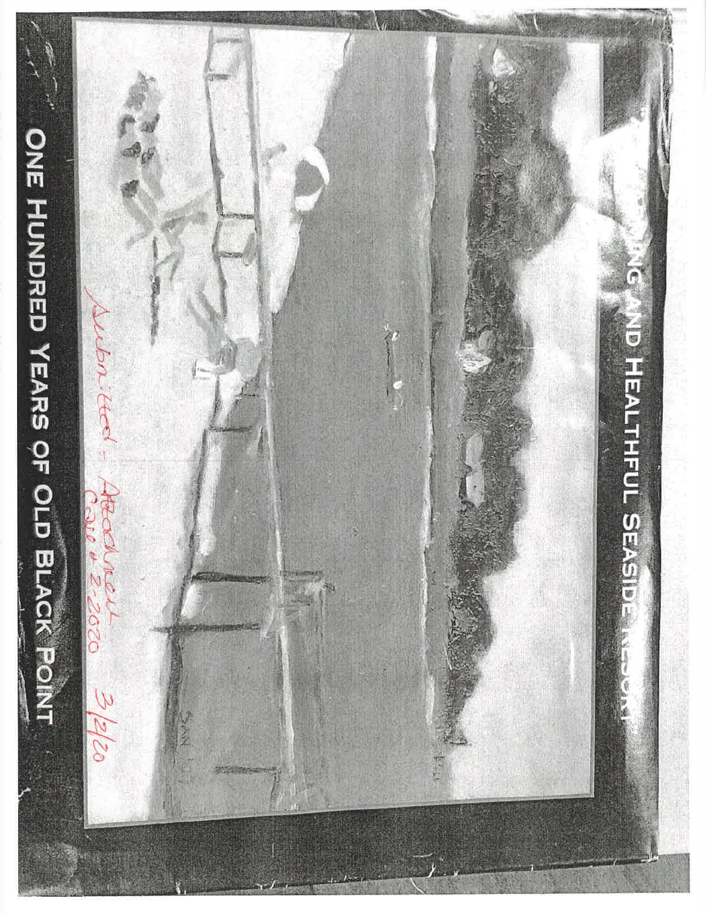...NG AND HEALTHFUL SEASIDE RESORT

ONE HUNDRED YEARS OF OLD BLACK POINT

Submitted - Attachment
Case # 2-2020 3/2/20